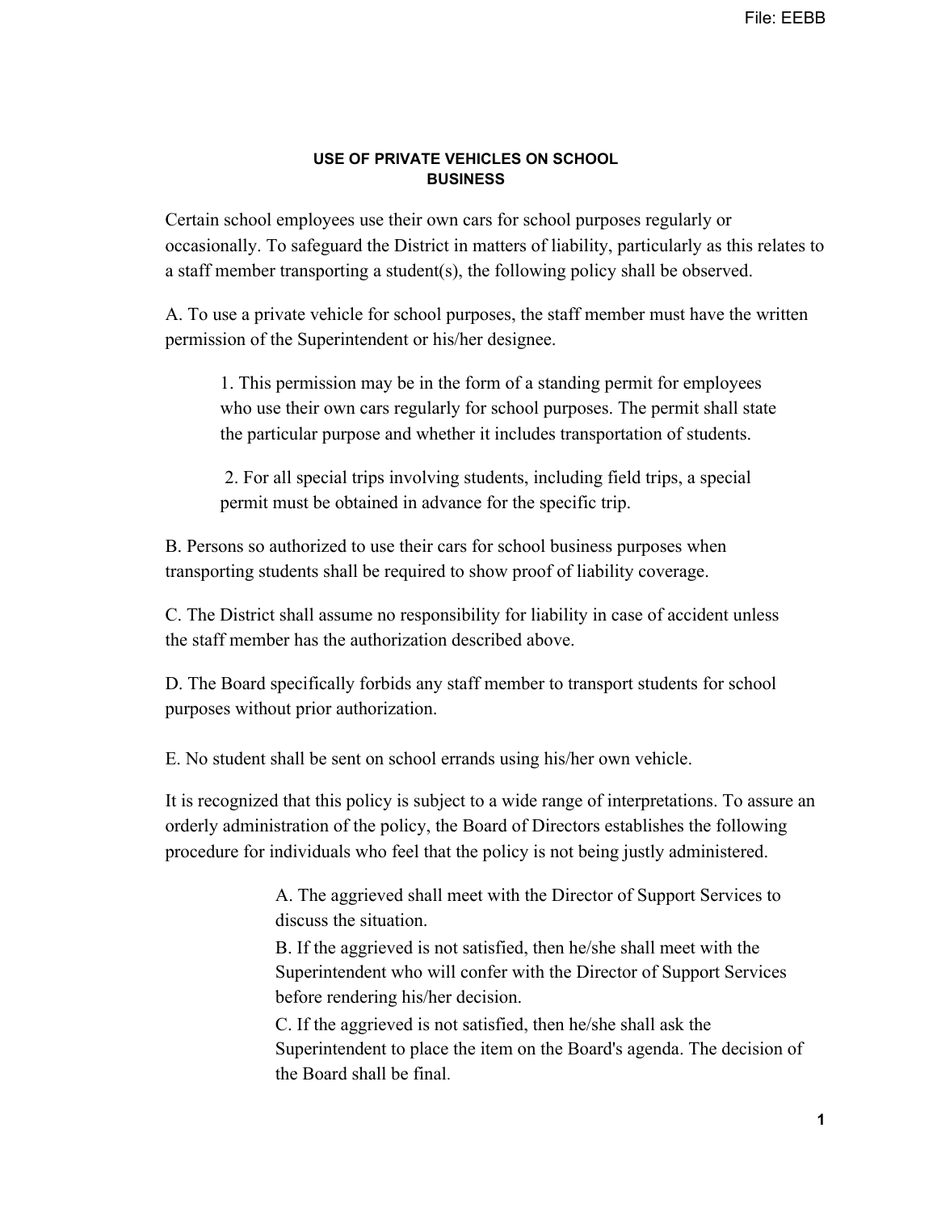File: EEBB

# USE OF PRIVATE VEHICLES ON SCHOOL BUSINESS

Certain school employees use their own cars for school purposes regularly or occasionally. To safeguard the District in matters of liability, particularly as this relates to a staff member transporting a student(s), the following policy shall be observed.

A. To use a private vehicle for school purposes, the staff member must have the written permission of the Superintendent or his/her designee.

> 1. This permission may be in the form of a standing permit for employees who use their own cars regularly for school purposes. The permit shall state the particular purpose and whether it includes transportation of students.
>
> 2. For all special trips involving students, including field trips, a special permit must be obtained in advance for the specific trip.

B. Persons so authorized to use their cars for school business purposes when transporting students shall be required to show proof of liability coverage.

C. The District shall assume no responsibility for liability in case of accident unless the staff member has the authorization described above.

D. The Board specifically forbids any staff member to transport students for school purposes without prior authorization.

E. No student shall be sent on school errands using his/her own vehicle.

It is recognized that this policy is subject to a wide range of interpretations. To assure an orderly administration of the policy, the Board of Directors establishes the following procedure for individuals who feel that the policy is not being justly administered.

> A. The aggrieved shall meet with the Director of Support Services to discuss the situation.
>
> B. If the aggrieved is not satisfied, then he/she shall meet with the Superintendent who will confer with the Director of Support Services before rendering his/her decision.
>
> C. If the aggrieved is not satisfied, then he/she shall ask the Superintendent to place the item on the Board's agenda. The decision of the Board shall be final.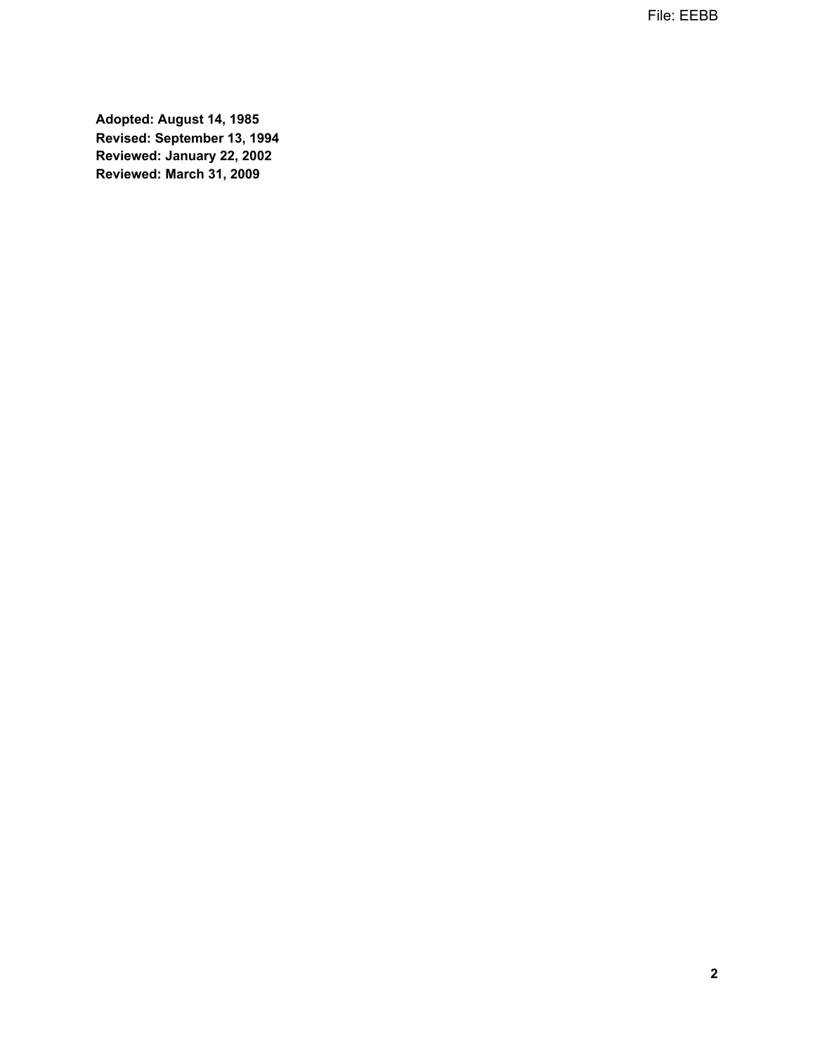**Adopted: August 14, 1985**
**Revised: September 13, 1994**
**Reviewed: January 22, 2002**
**Reviewed: March 31, 2009**